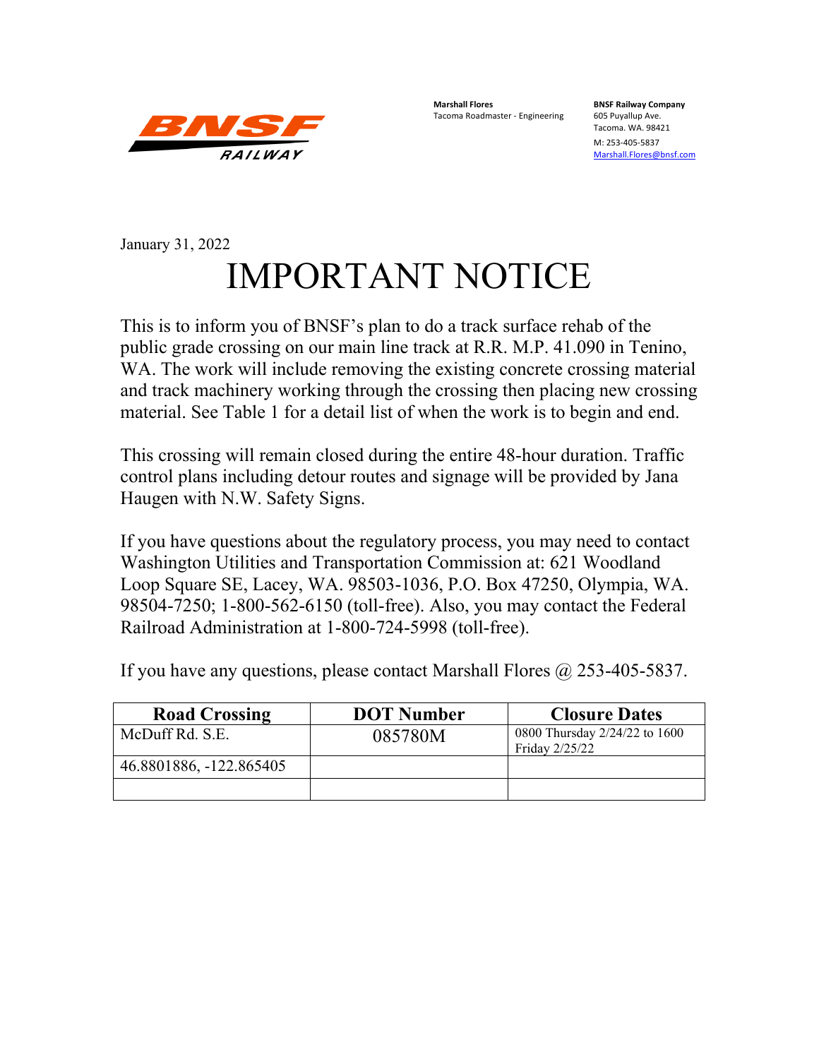BNSF RAILWAY

**Marshall Flores**
Tacoma Roadmaster - Engineering

**BNSF Railway Company**
605 Puyallup Ave.
Tacoma. WA. 98421
M: 253-405-5837
Marshall.Flores@bnsf.com

January 31, 2022

# IMPORTANT NOTICE

This is to inform you of BNSF's plan to do a track surface rehab of the public grade crossing on our main line track at R.R. M.P. 41.090 in Tenino, WA. The work will include removing the existing concrete crossing material and track machinery working through the crossing then placing new crossing material. See Table 1 for a detail list of when the work is to begin and end.

This crossing will remain closed during the entire 48-hour duration. Traffic control plans including detour routes and signage will be provided by Jana Haugen with N.W. Safety Signs.

If you have questions about the regulatory process, you may need to contact Washington Utilities and Transportation Commission at: 621 Woodland Loop Square SE, Lacey, WA. 98503-1036, P.O. Box 47250, Olympia, WA. 98504-7250; 1-800-562-6150 (toll-free). Also, you may contact the Federal Railroad Administration at 1-800-724-5998 (toll-free).

If you have any questions, please contact Marshall Flores @ 253-405-5837.

| Road Crossing | DOT Number | Closure Dates |
|---|---|---|
| McDuff Rd. S.E. | 085780M | 0800 Thursday 2/24/22 to 1600 Friday 2/25/22 |
| 46.8801886, -122.865405 | | |
| | | |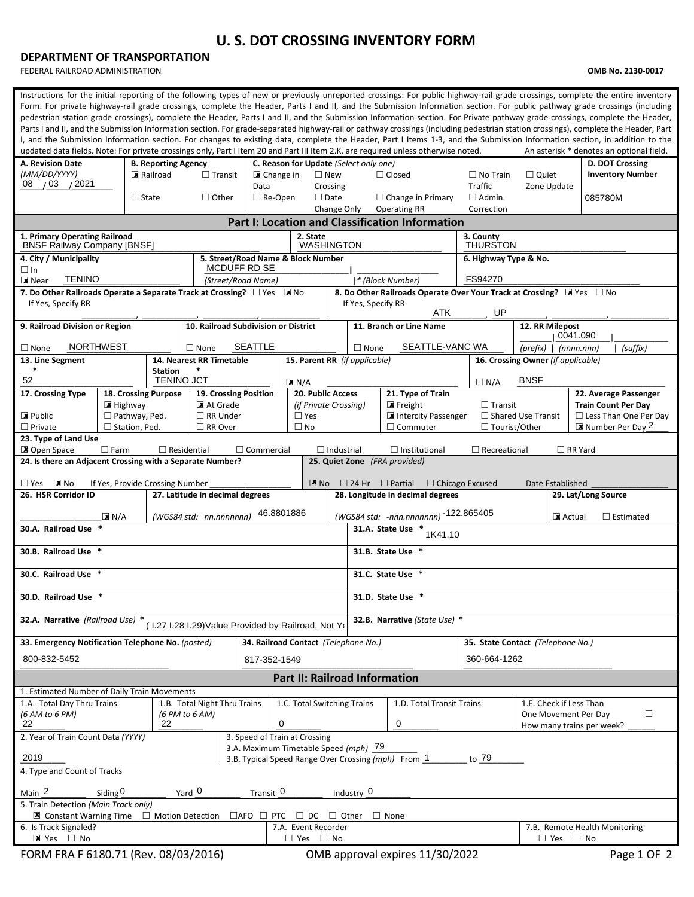# U. S. DOT CROSSING INVENTORY FORM

**DEPARTMENT OF TRANSPORTATION**

FEDERAL RAILROAD ADMINISTRATION

**OMB No. 2130-0017**

Instructions for the initial reporting of the following types of new or previously unreported crossings: For public highway-rail grade crossings, complete the entire inventory Form. For private highway-rail grade crossings, complete the Header, Parts I and II, and the Submission Information section. For public pathway grade crossings (including pedestrian station grade crossings), complete the Header, Parts I and II, and the Submission Information section. For Private pathway grade crossings, complete the Header, Parts I and II, and the Submission Information section. For grade-separated highway-rail or pathway crossings (including pedestrian station crossings), complete the Header, Part I, and the Submission Information section. For changes to existing data, complete the Header, Part I Items 1-3, and the Submission Information section, in addition to the updated data fields. Note: For private crossings only, Part I Item 20 and Part III Item 2.K. are required unless otherwise noted. An asterisk * denotes an optional field.

| A. Revision Date (MM/DD/YYYY) | B. Reporting Agency | C. Reason for Update (Select only one) | D. DOT Crossing Inventory Number |
|---|---|---|---|
| 08 / 03 / 2021 | ☒ Railroad ☐ Transit ☐ State ☐ Other | ☒ Change in Data ☐ New Crossing ☐ Closed ☐ No Train Traffic ☐ Quiet Zone Update ☐ Re-Open ☐ Date Change Only ☐ Change in Primary Operating RR ☐ Admin. Correction | 085780M |

## Part I: Location and Classification Information

| 1. Primary Operating Railroad | 2. State | 3. County |
|---|---|---|
| BNSF Railway Company [BNSF] | WASHINGTON | THURSTON |

| 4. City / Municipality | 5. Street/Road Name & Block Number | 6. Highway Type & No. |
|---|---|---|
| ☐ In ☒ Near TENINO | MCDUFF RD SE (Street/Road Name) \| * (Block Number) | FS94270 |

**7. Do Other Railroads Operate a Separate Track at Crossing?** ☐ Yes ☒ No — If Yes, Specify RR

**8. Do Other Railroads Operate Over Your Track at Crossing?** ☒ Yes ☐ No — If Yes, Specify RR: ATK, UP

| 9. Railroad Division or Region | 10. Railroad Subdivision or District | 11. Branch or Line Name | 12. RR Milepost |
|---|---|---|---|
| ☐ None NORTHWEST | ☐ None SEATTLE | ☐ None SEATTLE-VANC WA | (prefix) \| 0041.090 (nnnn.nnn) \| (suffix) |

| 13. Line Segment * | 14. Nearest RR Timetable Station * | 15. Parent RR (if applicable) | 16. Crossing Owner (if applicable) |
|---|---|---|---|
| 52 | TENINO JCT | ☒ N/A | ☐ N/A BNSF |

| 17. Crossing Type | 18. Crossing Purpose | 19. Crossing Position | 20. Public Access (if Private Crossing) | 21. Type of Train | 22. Average Passenger Train Count Per Day |
|---|---|---|---|---|---|
| ☒ Public ☐ Private | ☒ Highway ☐ Pathway, Ped. ☐ Station, Ped. | ☒ At Grade ☐ RR Under ☐ RR Over | ☐ Yes ☐ No | ☒ Freight ☒ Intercity Passenger ☐ Commuter ☐ Transit ☐ Shared Use Transit ☐ Tourist/Other | ☐ Less Than One Per Day ☒ Number Per Day 2 |

**23. Type of Land Use**
☒ Open Space ☐ Farm ☐ Residential ☐ Commercial ☐ Industrial ☐ Institutional ☐ Recreational ☐ RR Yard

| 24. Is there an Adjacent Crossing with a Separate Number? | 25. Quiet Zone (FRA provided) |
|---|---|
| ☐ Yes ☒ No If Yes, Provide Crossing Number | ☒ No ☐ 24 Hr ☐ Partial ☐ Chicago Excused Date Established |

| 26. HSR Corridor ID | 27. Latitude in decimal degrees | 28. Longitude in decimal degrees | 29. Lat/Long Source |
|---|---|---|---|
| ☒ N/A | (WGS84 std: nn.nnnnnnn) 46.8801886 | (WGS84 std: -nnn.nnnnnnn) -122.865405 | ☒ Actual ☐ Estimated |

| | |
|---|---|
| 30.A. Railroad Use * | 31.A. State Use * 1K41.10 |
| 30.B. Railroad Use * | 31.B. State Use * |
| 30.C. Railroad Use * | 31.C. State Use * |
| 30.D. Railroad Use * | 31.D. State Use * |
| 32.A. Narrative (Railroad Use) * ( I.27 I.28 I.29)Value Provided by Railroad, Not Ye | 32.B. Narrative (State Use) * |

| 33. Emergency Notification Telephone No. (posted) | 34. Railroad Contact (Telephone No.) | 35. State Contact (Telephone No.) |
|---|---|---|
| 800-832-5452 | 817-352-1549 | 360-664-1262 |

## Part II: Railroad Information

**1. Estimated Number of Daily Train Movements**

| 1.A. Total Day Thru Trains (6 AM to 6 PM) | 1.B. Total Night Thru Trains (6 PM to 6 AM) | 1.C. Total Switching Trains | 1.D. Total Transit Trains | 1.E. Check if Less Than One Movement Per Day ☐ How many trains per week? |
|---|---|---|---|---|
| 22 | 22 | 0 | 0 | |

| 2. Year of Train Count Data (YYYY) | 3. Speed of Train at Crossing |
|---|---|
| 2019 | 3.A. Maximum Timetable Speed (mph) 79 — 3.B. Typical Speed Range Over Crossing (mph) From 1 to 79 |

**4. Type and Count of Tracks**

Main 2 Siding 0 Yard 0 Transit 0 Industry 0

**5. Train Detection (Main Track only)**

☒ Constant Warning Time ☐ Motion Detection ☐AFO ☐ PTC ☐ DC ☐ Other ☐ None

| 6. Is Track Signaled? | 7.A. Event Recorder | 7.B. Remote Health Monitoring |
|---|---|---|
| ☒ Yes ☐ No | ☐ Yes ☐ No | ☐ Yes ☐ No |

FORM FRA F 6180.71 (Rev. 08/03/2016) OMB approval expires 11/30/2022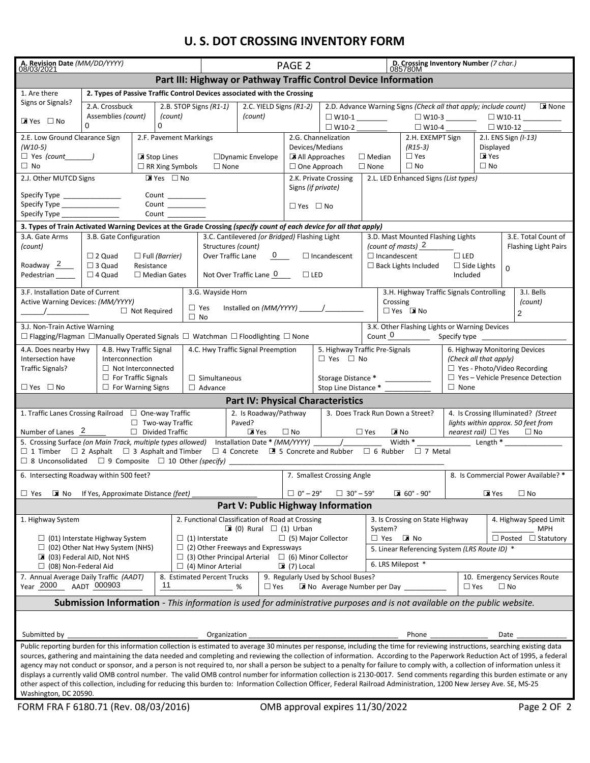# U. S. DOT CROSSING INVENTORY FORM

| | | |
|---|---|---|
| **A. Revision Date** *(MM/DD/YYYY)* 08/03/2021 | PAGE 2 | **D. Crossing Inventory Number** *(7 char.)* 085780M |

## Part III: Highway or Pathway Traffic Control Device Information

**1. Are there Signs or Signals?** ☒ Yes ☐ No

**2. Types of Passive Traffic Control Devices associated with the Crossing**

- 2.A. Crossbuck Assemblies *(count)*: 0
- 2.B. STOP Signs (R1-1) *(count)*: 0
- 2.C. YIELD Signs (R1-2) *(count)*: 
- 2.D. Advance Warning Signs *(Check all that apply; include count)*: ☒ None — ☐ W10-1 ____ ☐ W10-2 ____ ☐ W10-3 ____ ☐ W10-4 ____ ☐ W10-11 ____ ☐ W10-12 ____
- 2.E. Low Ground Clearance Sign (W10-5): ☐ Yes *(count____)* ☐ No
- 2.F. Pavement Markings: ☒ Stop Lines ☐ Dynamic Envelope ☐ RR Xing Symbols ☐ None
- 2.G. Channelization Devices/Medians: ☒ All Approaches ☐ Median ☐ One Approach ☐ None
- 2.H. EXEMPT Sign (R15-3): ☐ Yes ☐ No
- 2.I. ENS Sign (I-13) Displayed: ☒ Yes ☐ No
- 2.J. Other MUTCD Signs: ☒ Yes ☐ No
  - Specify Type ________ Count ________
  - Specify Type ________ Count ________
  - Specify Type ________ Count ________
- 2.K. Private Crossing Signs *(if private)*: ☐ Yes ☐ No
- 2.L. LED Enhanced Signs *(List types)*: 

**3. Types of Train Activated Warning Devices at the Grade Crossing** *(specify count of each device for all that apply)*

- 3.A. Gate Arms *(count)*: Roadway 2 ; Pedestrian ____
- 3.B. Gate Configuration: ☐ 2 Quad ☐ 3 Quad ☐ 4 Quad ☐ Full *(Barrier)* Resistance ☐ Median Gates
- 3.C. Cantilevered *(or Bridged)* Flashing Light Structures *(count)*: Over Traffic Lane 0 ; Not Over Traffic Lane 0 ; ☐ Incandescent ☐ LED
- 3.D. Mast Mounted Flashing Lights *(count of masts)* 2 : ☐ Incandescent ☐ LED ☐ Back Lights Included ☐ Side Lights Included
- 3.E. Total Count of Flashing Light Pairs: 0
- 3.F. Installation Date of Current Active Warning Devices: *(MM/YYYY)* ____/____ ☐ Not Required
- 3.G. Wayside Horn: ☐ Yes Installed on *(MM/YYYY)* ____/____ ☐ No
- 3.H. Highway Traffic Signals Controlling Crossing: ☐ Yes ☒ No
- 3.I. Bells *(count)*: 2
- 3.J. Non-Train Active Warning: ☐ Flagging/Flagman ☐ Manually Operated Signals ☐ Watchman ☐ Floodlighting ☐ None
- 3.K. Other Flashing Lights or Warning Devices: Count 0 Specify type ________
- 4.A. Does nearby Hwy Intersection have Traffic Signals? ☐ Yes ☐ No
- 4.B. Hwy Traffic Signal Interconnection: ☐ Not Interconnected ☐ For Traffic Signals ☐ For Warning Signs
- 4.C. Hwy Traffic Signal Preemption: ☐ Simultaneous ☐ Advance
- 5. Highway Traffic Pre-Signals: ☐ Yes ☐ No ; Storage Distance * ________ ; Stop Line Distance * ________
- 6. Highway Monitoring Devices *(Check all that apply)*: ☐ Yes - Photo/Video Recording ☐ Yes – Vehicle Presence Detection ☐ None

## Part IV: Physical Characteristics

- 1. Traffic Lanes Crossing Railroad: ☐ One-way Traffic ☐ Two-way Traffic ☐ Divided Traffic ; Number of Lanes 2
- 2. Is Roadway/Pathway Paved? ☒ Yes ☐ No
- 3. Does Track Run Down a Street? ☐ Yes ☒ No
- 4. Is Crossing Illuminated? *(Street lights within approx. 50 feet from nearest rail)* ☐ Yes ☐ No
- 5. Crossing Surface *(on Main Track, multiple types allowed)* Installation Date * *(MM/YYYY)* ____/____ Width * ________ Length * ________
  - ☐ 1 Timber ☐ 2 Asphalt ☐ 3 Asphalt and Timber ☐ 4 Concrete ☒ 5 Concrete and Rubber ☐ 6 Rubber ☐ 7 Metal ☐ 8 Unconsolidated ☐ 9 Composite ☐ 10 Other *(specify)* ________
- 6. Intersecting Roadway within 500 feet? ☐ Yes ☒ No If Yes, Approximate Distance *(feet)* ________
- 7. Smallest Crossing Angle: ☐ 0° – 29° ☐ 30° – 59° ☒ 60° - 90°
- 8. Is Commercial Power Available? * ☒ Yes ☐ No

## Part V: Public Highway Information

- 1. Highway System: ☐ (01) Interstate Highway System ☐ (02) Other Nat Hwy System (NHS) ☒ (03) Federal AID, Not NHS ☐ (08) Non-Federal Aid
- 2. Functional Classification of Road at Crossing: ☒ (0) Rural ☐ (1) Urban
  - ☐ (1) Interstate ☐ (5) Major Collector
  - ☐ (2) Other Freeways and Expressways
  - ☐ (3) Other Principal Arterial ☐ (6) Minor Collector
  - ☐ (4) Minor Arterial ☒ (7) Local
- 3. Is Crossing on State Highway System? ☐ Yes ☒ No
- 4. Highway Speed Limit ________ MPH ☐ Posted ☐ Statutory
- 5. Linear Referencing System *(LRS Route ID)* *
- 6. LRS Milepost *
- 7. Annual Average Daily Traffic *(AADT)*: Year 2000 AADT 000903
- 8. Estimated Percent Trucks: 11 %
- 9. Regularly Used by School Buses? ☐ Yes ☒ No Average Number per Day ________
- 10. Emergency Services Route: ☐ Yes ☐ No

**Submission Information** - *This information is used for administrative purposes and is not available on the public website.*

Submitted by ________________ Organization ________________ Phone ________ Date ________

Public reporting burden for this information collection is estimated to average 30 minutes per response, including the time for reviewing instructions, searching existing data sources, gathering and maintaining the data needed and completing and reviewing the collection of information. According to the Paperwork Reduction Act of 1995, a federal agency may not conduct or sponsor, and a person is not required to, nor shall a person be subject to a penalty for failure to comply with, a collection of information unless it displays a currently valid OMB control number. The valid OMB control number for information collection is 2130-0017. Send comments regarding this burden estimate or any other aspect of this collection, including for reducing this burden to: Information Collection Officer, Federal Railroad Administration, 1200 New Jersey Ave. SE, MS-25 Washington, DC 20590.

FORM FRA F 6180.71 (Rev. 08/03/2016) OMB approval expires 11/30/2022